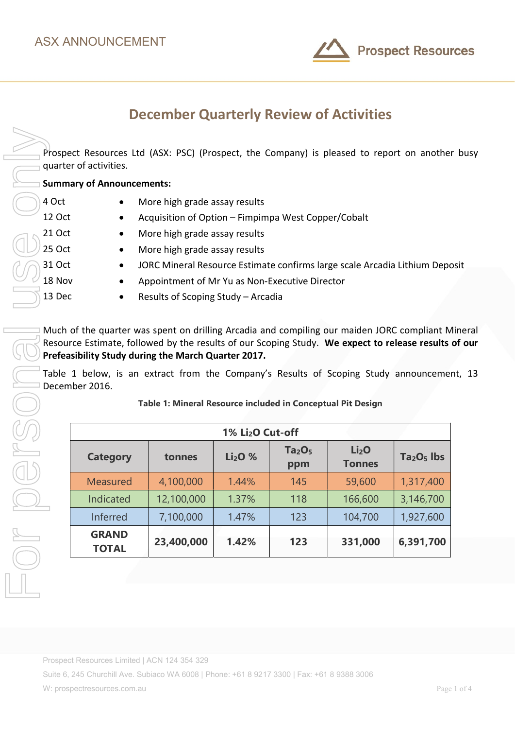ASX ANNOUNCEMENT

# December Quarterly Review of Activities

Prospect Resources Ltd (ASX: PSC) (Prospect, the Company) is pleased to report on another busy quarter of activities.

**Summary of Announcements:**

| | |
|---|---|
| 4 Oct | • More high grade assay results |
| 12 Oct | • Acquisition of Option – Fimpimpa West Copper/Cobalt |
| 21 Oct | • More high grade assay results |
| 25 Oct | • More high grade assay results |
| 31 Oct | • JORC Mineral Resource Estimate confirms large scale Arcadia Lithium Deposit |
| 18 Nov | • Appointment of Mr Yu as Non-Executive Director |
| 13 Dec | • Results of Scoping Study – Arcadia |

Much of the quarter was spent on drilling Arcadia and compiling our maiden JORC compliant Mineral Resource Estimate, followed by the results of our Scoping Study. **We expect to release results of our Prefeasibility Study during the March Quarter 2017.**

Table 1 below, is an extract from the Company's Results of Scoping Study announcement, 13 December 2016.

**Table 1: Mineral Resource included in Conceptual Pit Design**

| 1% $Li_2O$ Cut-off | | | | | |
|---|---|---|---|---|---|
| **Category** | **tonnes** | **$Li_2O$ %** | **$Ta_2O_5$ ppm** | **$Li_2O$ Tonnes** | **$Ta_2O_5$ lbs** |
| Measured | 4,100,000 | 1.44% | 145 | 59,600 | 1,317,400 |
| Indicated | 12,100,000 | 1.37% | 118 | 166,600 | 3,146,700 |
| Inferred | 7,100,000 | 1.47% | 123 | 104,700 | 1,927,600 |
| **GRAND TOTAL** | **23,400,000** | **1.42%** | **123** | **331,000** | **6,391,700** |

Prospect Resources Limited | ACN 124 354 329

Suite 6, 245 Churchill Ave. Subiaco WA 6008 | Phone: +61 8 9217 3300 | Fax: +61 8 9388 3006

W: prospectresources.com.au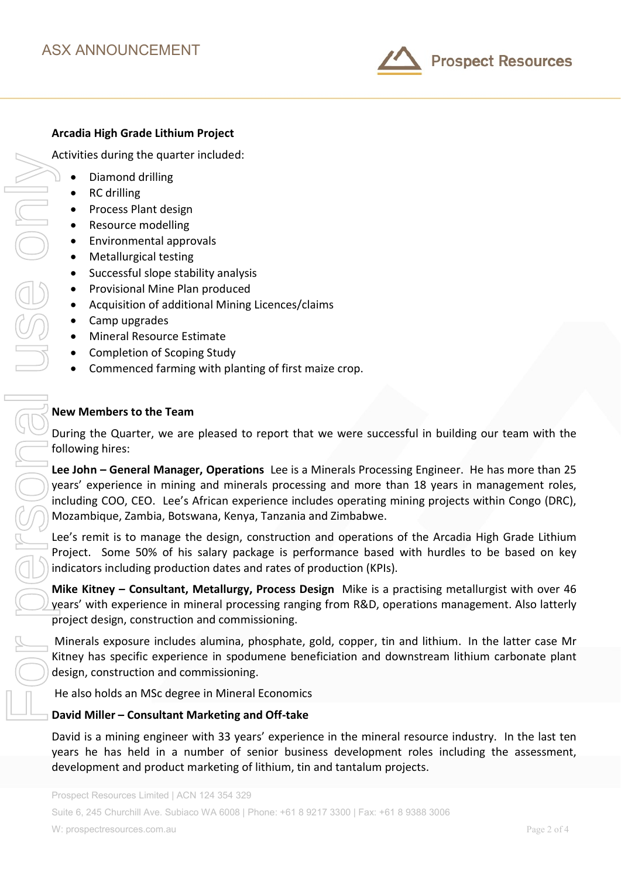**Arcadia High Grade Lithium Project**

Activities during the quarter included:

- Diamond drilling
- RC drilling
- Process Plant design
- Resource modelling
- Environmental approvals
- Metallurgical testing
- Successful slope stability analysis
- Provisional Mine Plan produced
- Acquisition of additional Mining Licences/claims
- Camp upgrades
- Mineral Resource Estimate
- Completion of Scoping Study
- Commenced farming with planting of first maize crop.

**New Members to the Team**

During the Quarter, we are pleased to report that we were successful in building our team with the following hires:

**Lee John – General Manager, Operations** Lee is a Minerals Processing Engineer. He has more than 25 years' experience in mining and minerals processing and more than 18 years in management roles, including COO, CEO. Lee's African experience includes operating mining projects within Congo (DRC), Mozambique, Zambia, Botswana, Kenya, Tanzania and Zimbabwe.

Lee's remit is to manage the design, construction and operations of the Arcadia High Grade Lithium Project. Some 50% of his salary package is performance based with hurdles to be based on key indicators including production dates and rates of production (KPIs).

**Mike Kitney – Consultant, Metallurgy, Process Design** Mike is a practising metallurgist with over 46 years' with experience in mineral processing ranging from R&D, operations management. Also latterly project design, construction and commissioning.

Minerals exposure includes alumina, phosphate, gold, copper, tin and lithium. In the latter case Mr Kitney has specific experience in spodumene beneficiation and downstream lithium carbonate plant design, construction and commissioning.

He also holds an MSc degree in Mineral Economics

**David Miller – Consultant Marketing and Off-take**

David is a mining engineer with 33 years' experience in the mineral resource industry. In the last ten years he has held in a number of senior business development roles including the assessment, development and product marketing of lithium, tin and tantalum projects.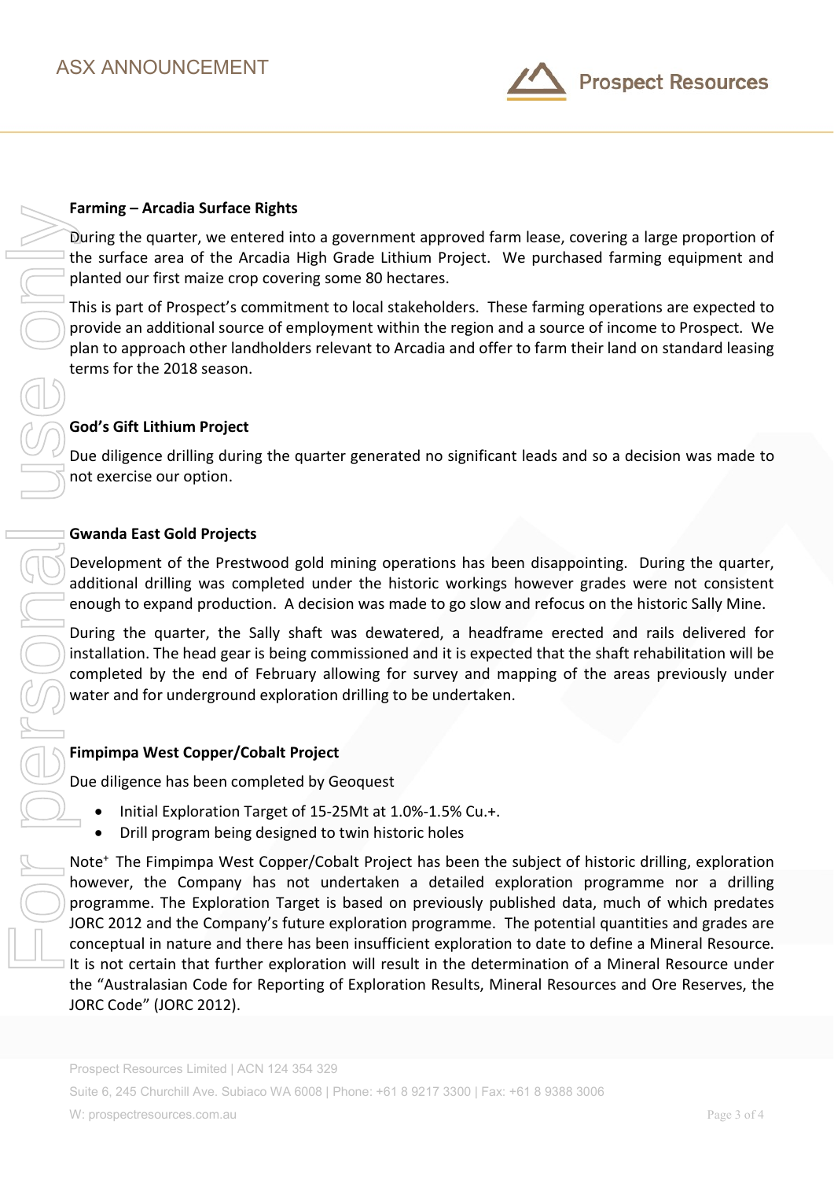**Farming – Arcadia Surface Rights**

During the quarter, we entered into a government approved farm lease, covering a large proportion of the surface area of the Arcadia High Grade Lithium Project. We purchased farming equipment and planted our first maize crop covering some 80 hectares.

This is part of Prospect's commitment to local stakeholders. These farming operations are expected to provide an additional source of employment within the region and a source of income to Prospect. We plan to approach other landholders relevant to Arcadia and offer to farm their land on standard leasing terms for the 2018 season.

**God's Gift Lithium Project**

Due diligence drilling during the quarter generated no significant leads and so a decision was made to not exercise our option.

**Gwanda East Gold Projects**

Development of the Prestwood gold mining operations has been disappointing. During the quarter, additional drilling was completed under the historic workings however grades were not consistent enough to expand production. A decision was made to go slow and refocus on the historic Sally Mine.

During the quarter, the Sally shaft was dewatered, a headframe erected and rails delivered for installation. The head gear is being commissioned and it is expected that the shaft rehabilitation will be completed by the end of February allowing for survey and mapping of the areas previously under water and for underground exploration drilling to be undertaken.

**Fimpimpa West Copper/Cobalt Project**

Due diligence has been completed by Geoquest

- Initial Exploration Target of 15-25Mt at 1.0%-1.5% Cu.+.
- Drill program being designed to twin historic holes

Note+ The Fimpimpa West Copper/Cobalt Project has been the subject of historic drilling, exploration however, the Company has not undertaken a detailed exploration programme nor a drilling programme. The Exploration Target is based on previously published data, much of which predates JORC 2012 and the Company's future exploration programme. The potential quantities and grades are conceptual in nature and there has been insufficient exploration to date to define a Mineral Resource. It is not certain that further exploration will result in the determination of a Mineral Resource under the "Australasian Code for Reporting of Exploration Results, Mineral Resources and Ore Reserves, the JORC Code" (JORC 2012).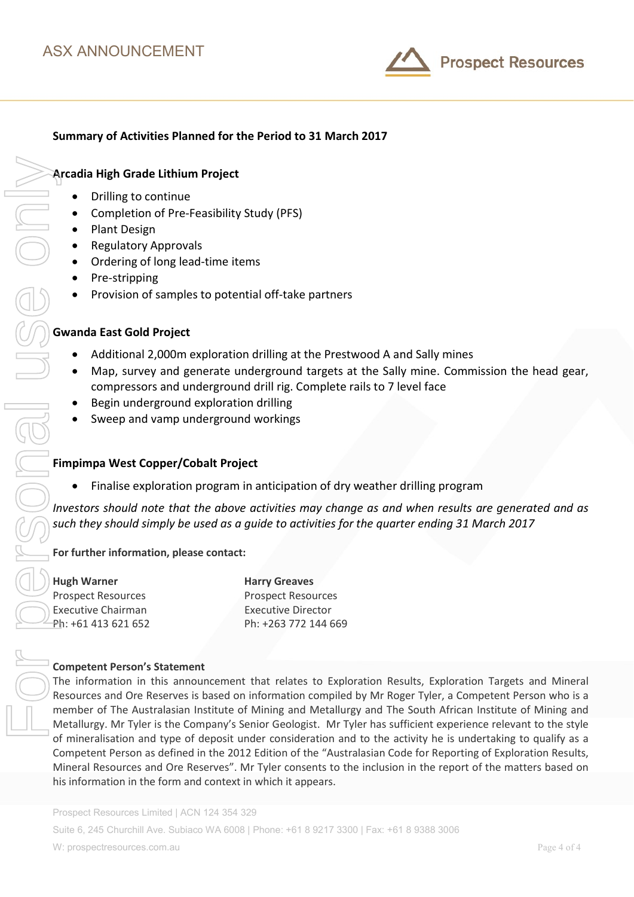**Summary of Activities Planned for the Period to 31 March 2017**

**Arcadia High Grade Lithium Project**

- Drilling to continue
- Completion of Pre-Feasibility Study (PFS)
- Plant Design
- Regulatory Approvals
- Ordering of long lead-time items
- Pre-stripping
- Provision of samples to potential off-take partners

**Gwanda East Gold Project**

- Additional 2,000m exploration drilling at the Prestwood A and Sally mines
- Map, survey and generate underground targets at the Sally mine. Commission the head gear, compressors and underground drill rig. Complete rails to 7 level face
- Begin underground exploration drilling
- Sweep and vamp underground workings

**Fimpimpa West Copper/Cobalt Project**

- Finalise exploration program in anticipation of dry weather drilling program

*Investors should note that the above activities may change as and when results are generated and as such they should simply be used as a guide to activities for the quarter ending 31 March 2017*

**For further information, please contact:**

**Hugh Warner**
Prospect Resources
Executive Chairman
Ph: +61 413 621 652

**Harry Greaves**
Prospect Resources
Executive Director
Ph: +263 772 144 669

**Competent Person's Statement**

The information in this announcement that relates to Exploration Results, Exploration Targets and Mineral Resources and Ore Reserves is based on information compiled by Mr Roger Tyler, a Competent Person who is a member of The Australasian Institute of Mining and Metallurgy and The South African Institute of Mining and Metallurgy. Mr Tyler is the Company's Senior Geologist. Mr Tyler has sufficient experience relevant to the style of mineralisation and type of deposit under consideration and to the activity he is undertaking to qualify as a Competent Person as defined in the 2012 Edition of the "Australasian Code for Reporting of Exploration Results, Mineral Resources and Ore Reserves". Mr Tyler consents to the inclusion in the report of the matters based on his information in the form and context in which it appears.